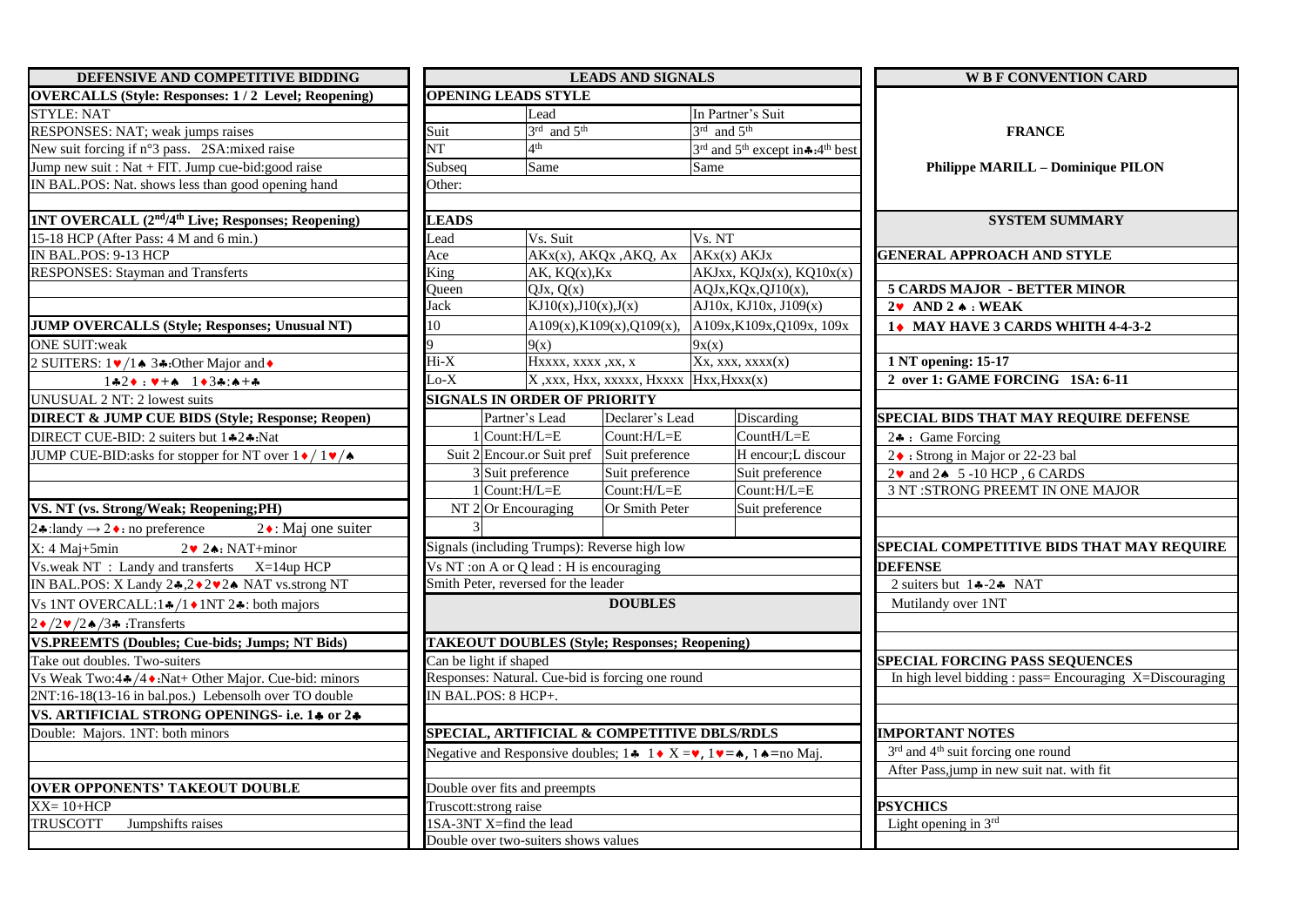## DEFENSIVE AND COMPETITIVE BIDDING

### OVERCALLS (Style: Responses: 1 / 2 Level; Reopening)

STYLE: NAT

RESPONSES: NAT; weak jumps raises

New suit forcing if n°3 pass. 2SA:mixed raise

Jump new suit : Nat + FIT. Jump cue-bid:good raise

IN BAL.POS: Nat. shows less than good opening hand

### 1NT OVERCALL (2nd/4th Live; Responses; Reopening)

15-18 HCP (After Pass: 4 M and 6 min.)

IN BAL.POS: 9-13 HCP

RESPONSES: Stayman and Transfers

### JUMP OVERCALLS (Style; Responses; Unusual NT)

ONE SUIT:weak

2 SUITERS: 1♥/1♠ 3♣:Other Major and ♦

1♣2♦ : ♥+♠ 1♦3♣:♠+♣

UNUSUAL 2 NT: 2 lowest suits

### DIRECT & JUMP CUE BIDS (Style; Response; Reopen)

DIRECT CUE-BID: 2 suiters but 1♣2♣:Nat

JUMP CUE-BID:asks for stopper for NT over 1♦/ 1♥/♠

### VS. NT (vs. Strong/Weak; Reopening;PH)

2♣:landy → 2♦: no preference 2♦: Maj one suiter

X: 4 Maj+5min 2♥ 2♠: NAT+minor

Vs.weak NT : Landy and transfers X=14up HCP

IN BAL.POS: X Landy 2♣,2♦2♥2♠ NAT vs.strong NT

Vs 1NT OVERCALL:1♣/1♦1NT 2♣: both majors

2♦/2♥/2♠/3♣ :Transfers

### VS.PREEMTS (Doubles; Cue-bids; Jumps; NT Bids)

Take out doubles. Two-suiters

Vs Weak Two:4♣/4♦:Nat+ Other Major. Cue-bid: minors

2NT:16-18(13-16 in bal.pos.) Lebensolh over TO double

### VS. ARTIFICIAL STRONG OPENINGS- i.e. 1♣ or 2♣

Double: Majors. 1NT: both minors

### OVER OPPONENTS' TAKEOUT DOUBLE

XX= 10+HCP

TRUSCOTT Jumpshifts raises

## LEADS AND SIGNALS

### OPENING LEADS STYLE

| | Lead | In Partner's Suit |
|---|---|---|
| Suit | 3rd and 5th | 3rd and 5th |
| NT | 4th | 3rd and 5th except in♣:4th best |
| Subseq | Same | Same |
| Other: | | |

### LEADS

| Lead | Vs. Suit | Vs. NT |
|---|---|---|
| Ace | AKx(x), AKQx ,AKQ, Ax | AKx(x) AKJx |
| King | AK, KQ(x),Kx | AKJxx, KQJx(x), KQ10x(x) |
| Queen | QJx, Q(x) | AQJx,KQx,QJ10(x), |
| Jack | KJ10(x),J10(x),J(x) | AJ10x, KJ10x, J109(x) |
| 10 | A109(x),K109(x),Q109(x), | A109x,K109x,Q109x, 109x |
| 9 | 9(x) | 9x(x) |
| Hi-X | Hxxxx, xxxx ,xx, x | Xx, xxx, xxxx(x) |
| Lo-X | X ,xxx, Hxx, xxxxx, Hxxxx | Hxx,Hxxx(x) |

### SIGNALS IN ORDER OF PRIORITY

| | | Partner's Lead | Declarer's Lead | Discarding |
|---|---|---|---|---|
| Suit | 1 | Count:H/L=E | Count:H/L=E | CountH/L=E |
| | 2 | Encour.or Suit pref | Suit preference | H encour;L discour |
| | 3 | Suit preference | Suit preference | Suit preference |
| NT | 1 | Count:H/L=E | Count:H/L=E | Count:H/L=E |
| | 2 | Or Encouraging | Or Smith Peter | Suit preference |
| | 3 | | | |

Signals (including Trumps): Reverse high low

Vs NT :on A or Q lead : H is encouraging

Smith Peter, reversed for the leader

## DOUBLES

### TAKEOUT DOUBLES (Style; Responses; Reopening)

Can be light if shaped

Responses: Natural. Cue-bid is forcing one round

IN BAL.POS: 8 HCP+.

### SPECIAL, ARTIFICIAL & COMPETITIVE DBLS/RDLS

Negative and Responsive doubles; 1♣ 1♦ X =♥, 1♥=♠, 1♠=no Maj.

Double over fits and preempts

Truscott:strong raise

1SA-3NT X=find the lead

Double over two-suiters shows values

## W B F CONVENTION CARD

**FRANCE**

**Philippe MARILL – Dominique PILON**

### SYSTEM SUMMARY

### GENERAL APPROACH AND STYLE

**5 CARDS MAJOR - BETTER MINOR**

**2♥ AND 2 ♠ : WEAK**

**1♦ MAY HAVE 3 CARDS WHITH 4-4-3-2**

**1 NT opening: 15-17**

**2 over 1: GAME FORCING 1SA: 6-11**

### SPECIAL BIDS THAT MAY REQUIRE DEFENSE

2♣ : Game Forcing

2♦ : Strong in Major or 22-23 bal

2♥ and 2♠ 5 -10 HCP , 6 CARDS

3 NT :STRONG PREEMT IN ONE MAJOR

### SPECIAL COMPETITIVE BIDS THAT MAY REQUIRE DEFENSE

2 suiters but 1♣-2♣ NAT

Mutilandy over 1NT

### SPECIAL FORCING PASS SEQUENCES

In high level bidding : pass= Encouraging X=Discouraging

### IMPORTANT NOTES

3rd and 4th suit forcing one round

After Pass,jump in new suit nat. with fit

### PSYCHICS

Light opening in 3rd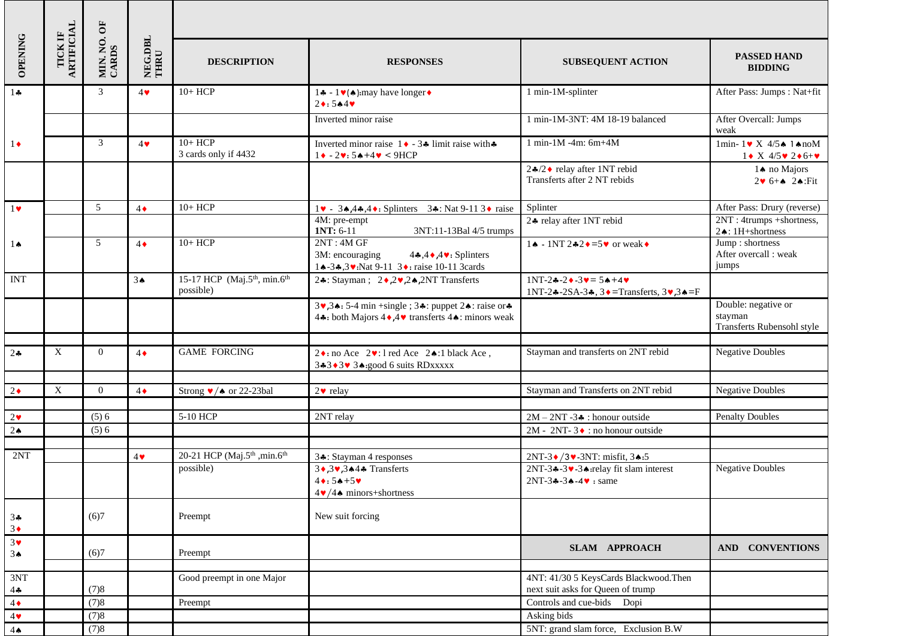| OPENING | TICK IF ARTIFICIAL | MIN. NO. OF CARDS | NEG.DBL THRU | DESCRIPTION | RESPONSES | SUBSEQUENT ACTION | PASSED HAND BIDDING |
|---|---|---|---|---|---|---|---|
| 1♣ | | 3 | 4♥ | 10+ HCP | 1♣ - 1♥(♠):may have longer♦<br>2♦: 5♠4♥ | 1 min-1M-splinter | After Pass: Jumps : Nat+fit |
| | | | | | Inverted minor raise | 1 min-1M-3NT: 4M 18-19 balanced | After Overcall: Jumps weak |
| 1♦ | | 3 | 4♥ | 10+ HCP<br>3 cards only if 4432 | Inverted minor raise 1♦ - 3♣ limit raise with♣<br>1♦ - 2♥: 5♠+4♥ < 9HCP | 1 min-1M -4m: 6m+4M | 1min- 1♥ X 4/5♠ 1♠noM<br>1♦ X 4/5♥ 2♦6+♥ |
| | | | | | | 2♣/2♦ relay after 1NT rebid<br>Transfers after 2 NT rebids | 1♠ no Majors<br>2♥ 6+♠ 2♠:Fit |
| 1♥ | | 5 | 4♦ | 10+ HCP | 1♥ - 3♠,4♣,4♦: Splinters 3♣: Nat 9-11 3♦ raise | Splinter | After Pass: Drury (reverse) |
| | | | | | 4M: pre-empt<br>**1NT:** 6-11 3NT:11-13Bal 4/5 trumps | 2♣ relay after 1NT rebid | 2NT : 4trumps +shortness, 2♠: 1H+shortness |
| 1♠ | | 5 | 4♦ | 10+ HCP | 2NT : 4M GF<br>3M: encouraging 4♣,4♦,4♥: Splinters<br>1♠-3♣,3♥:Nat 9-11 3♦: raise 10-11 3cards | 1♠ - 1NT 2♣2♦=5♥ or weak♦ | Jump : shortness<br>After overcall : weak jumps |
| INT | | | 3♠ | 15-17 HCP (Maj.5th, min.6th possible) | 2♣: Stayman ; 2♦,2♥,2♠,2NT Transfers | 1NT-2♣-2♦-3♥= 5♠+4♥<br>1NT-2♣-2SA-3♣, 3♦=Transfers, 3♥,3♠=F | |
| | | | | | 3♥,3♠: 5-4 min +single ; 3♣: puppet 2♠: raise or♣<br>4♣: both Majors 4♦,4♥ transfers 4♠: minors weak | | Double: negative or stayman<br>Transfers Rubensohl style |
| | | | | | | | |
| 2♣ | X | 0 | 4♦ | GAME FORCING | 2♦: no Ace 2♥: l red Ace 2♠:1 black Ace ,<br>3♣3♦3♥ 3♠:good 6 suits RDxxxxx | Stayman and transfers on 2NT rebid | Negative Doubles |
| | | | | | | | |
| 2♦ | X | 0 | 4♦ | Strong ♥/♠ or 22-23bal | 2♥ relay | Stayman and Transferts on 2NT rebid | Negative Doubles |
| | | | | | | | |
| 2♥ | | (5) 6 | | 5-10 HCP | 2NT relay | 2M – 2NT -3♣ : honour outside | Penalty Doubles |
| 2♠ | | (5) 6 | | | | 2M - 2NT- 3♦ : no honour outside | |
| | | | | | | | |
| 2NT | | | 4♥ | 20-21 HCP (Maj.5th ,min.6th possible) | 3♣: Stayman 4 responses<br>3♦,3♥,3♠4♣ Transferts<br>4♦: 5♠+5♥<br>4♥/4♠ minors+shortness | 2NT-3♦/3♥-3NT: misfit, 3♠:5<br>2NT-3♣-3♥-3♠:relay fit slam interest<br>2NT-3♣-3♠-4♥ : same | Negative Doubles |
| 3♣<br>3♦ | | (6)7 | | Preempt | New suit forcing | | |
| 3♥<br>3♠ | | (6)7 | | Preempt | | **SLAM APPROACH** | **AND CONVENTIONS** |
| | | | | | | | |
| 3NT<br>4♣ | | (7)8 | | Good preempt in one Major | | 4NT: 41/30 5 KeysCards Blackwood.Then next suit asks for Queen of trump | |
| 4♦ | | (7)8 | | Preempt | | Controls and cue-bids Dopi | |
| 4♥ | | (7)8 | | | | Asking bids | |
| 4♠ | | (7)8 | | | | 5NT: grand slam force, Exclusion B.W | |